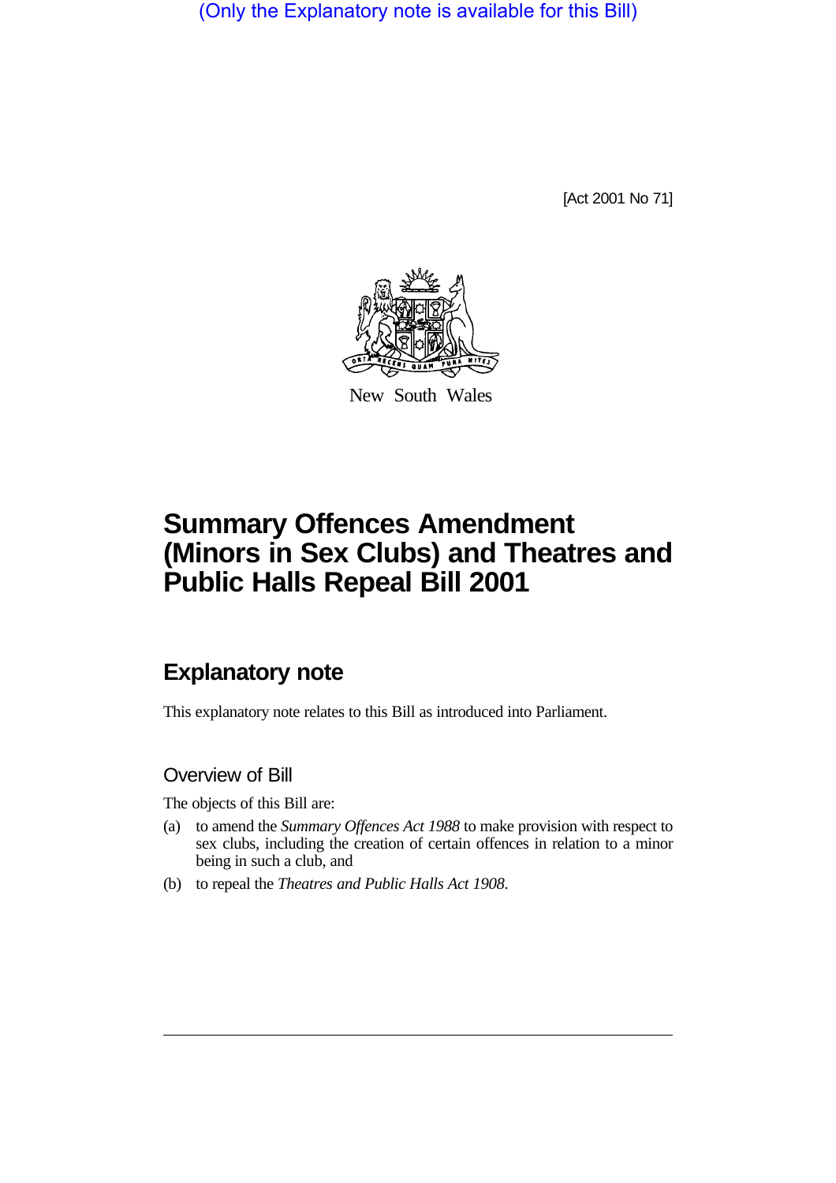(Only the Explanatory note is available for this Bill)

[Act 2001 No 71]

New South Wales

# Summary Offences Amendment (Minors in Sex Clubs) and Theatres and Public Halls Repeal Bill 2001

## Explanatory note

This explanatory note relates to this Bill as introduced into Parliament.

### Overview of Bill

The objects of this Bill are:

(a) to amend the *Summary Offences Act 1988* to make provision with respect to sex clubs, including the creation of certain offences in relation to a minor being in such a club, and

(b) to repeal the *Theatres and Public Halls Act 1908*.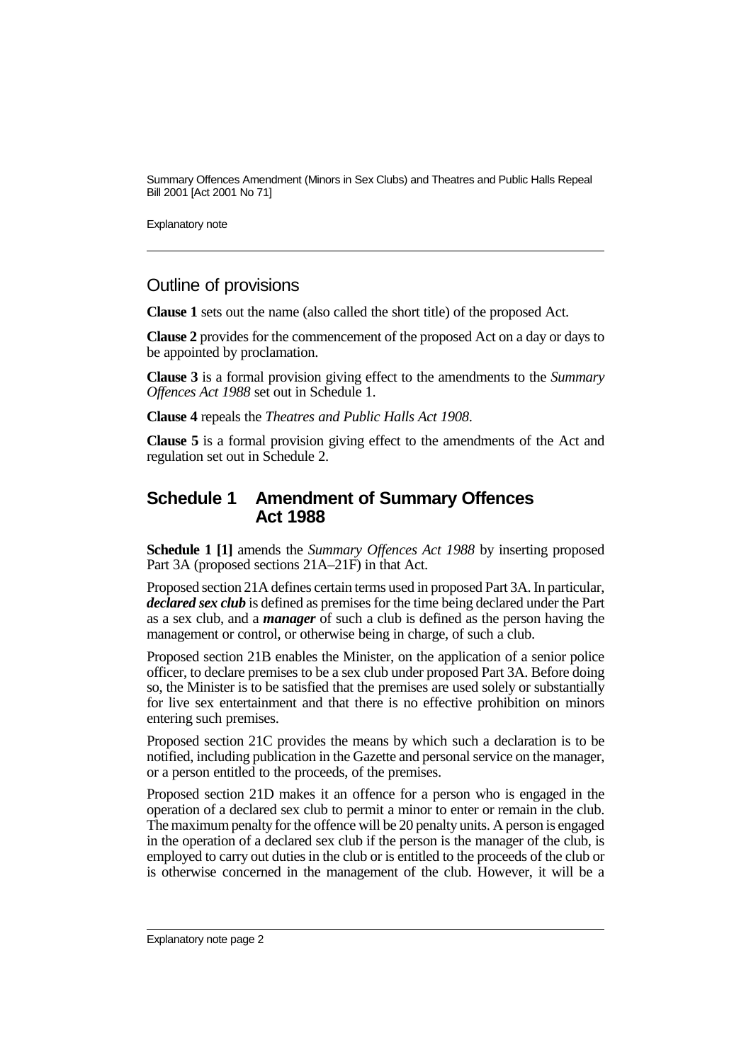## Outline of provisions

**Clause 1** sets out the name (also called the short title) of the proposed Act.

**Clause 2** provides for the commencement of the proposed Act on a day or days to be appointed by proclamation.

**Clause 3** is a formal provision giving effect to the amendments to the *Summary Offences Act 1988* set out in Schedule 1.

**Clause 4** repeals the *Theatres and Public Halls Act 1908*.

**Clause 5** is a formal provision giving effect to the amendments of the Act and regulation set out in Schedule 2.

## Schedule 1 Amendment of Summary Offences Act 1988

**Schedule 1 [1]** amends the *Summary Offences Act 1988* by inserting proposed Part 3A (proposed sections 21A–21F) in that Act.

Proposed section 21A defines certain terms used in proposed Part 3A. In particular, ***declared sex club*** is defined as premises for the time being declared under the Part as a sex club, and a ***manager*** of such a club is defined as the person having the management or control, or otherwise being in charge, of such a club.

Proposed section 21B enables the Minister, on the application of a senior police officer, to declare premises to be a sex club under proposed Part 3A. Before doing so, the Minister is to be satisfied that the premises are used solely or substantially for live sex entertainment and that there is no effective prohibition on minors entering such premises.

Proposed section 21C provides the means by which such a declaration is to be notified, including publication in the Gazette and personal service on the manager, or a person entitled to the proceeds, of the premises.

Proposed section 21D makes it an offence for a person who is engaged in the operation of a declared sex club to permit a minor to enter or remain in the club. The maximum penalty for the offence will be 20 penalty units. A person is engaged in the operation of a declared sex club if the person is the manager of the club, is employed to carry out duties in the club or is entitled to the proceeds of the club or is otherwise concerned in the management of the club. However, it will be a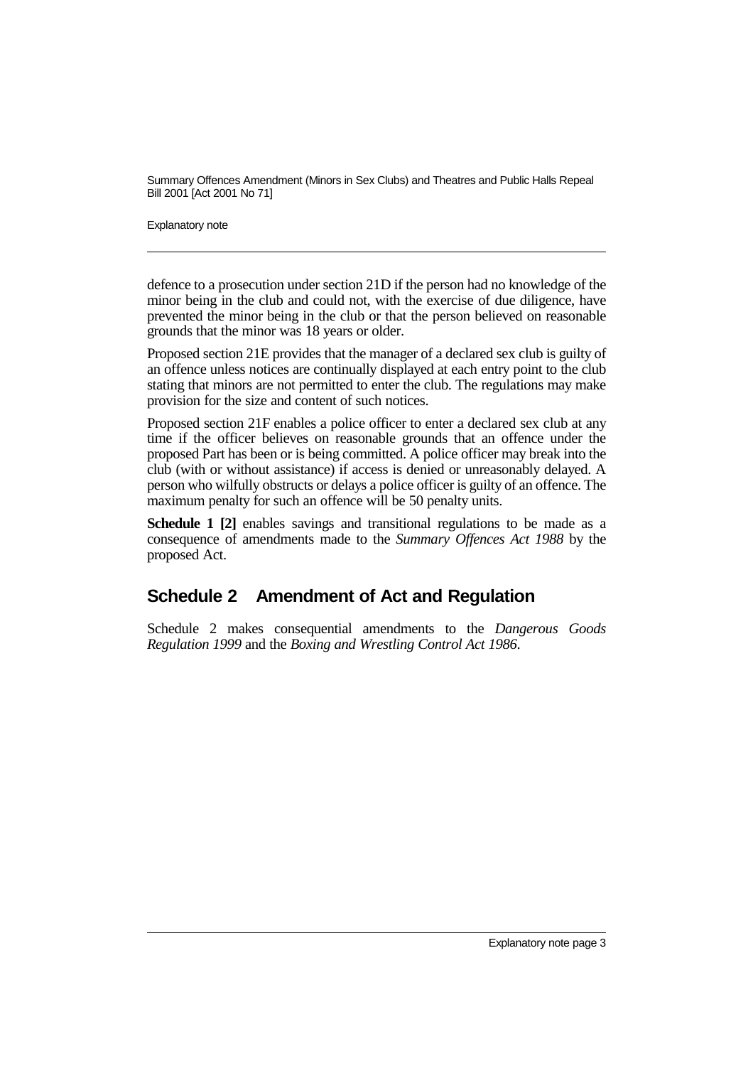defence to a prosecution under section 21D if the person had no knowledge of the minor being in the club and could not, with the exercise of due diligence, have prevented the minor being in the club or that the person believed on reasonable grounds that the minor was 18 years or older.

Proposed section 21E provides that the manager of a declared sex club is guilty of an offence unless notices are continually displayed at each entry point to the club stating that minors are not permitted to enter the club. The regulations may make provision for the size and content of such notices.

Proposed section 21F enables a police officer to enter a declared sex club at any time if the officer believes on reasonable grounds that an offence under the proposed Part has been or is being committed. A police officer may break into the club (with or without assistance) if access is denied or unreasonably delayed. A person who wilfully obstructs or delays a police officer is guilty of an offence. The maximum penalty for such an offence will be 50 penalty units.

**Schedule 1 [2]** enables savings and transitional regulations to be made as a consequence of amendments made to the *Summary Offences Act 1988* by the proposed Act.

## Schedule 2 Amendment of Act and Regulation

Schedule 2 makes consequential amendments to the *Dangerous Goods Regulation 1999* and the *Boxing and Wrestling Control Act 1986*.